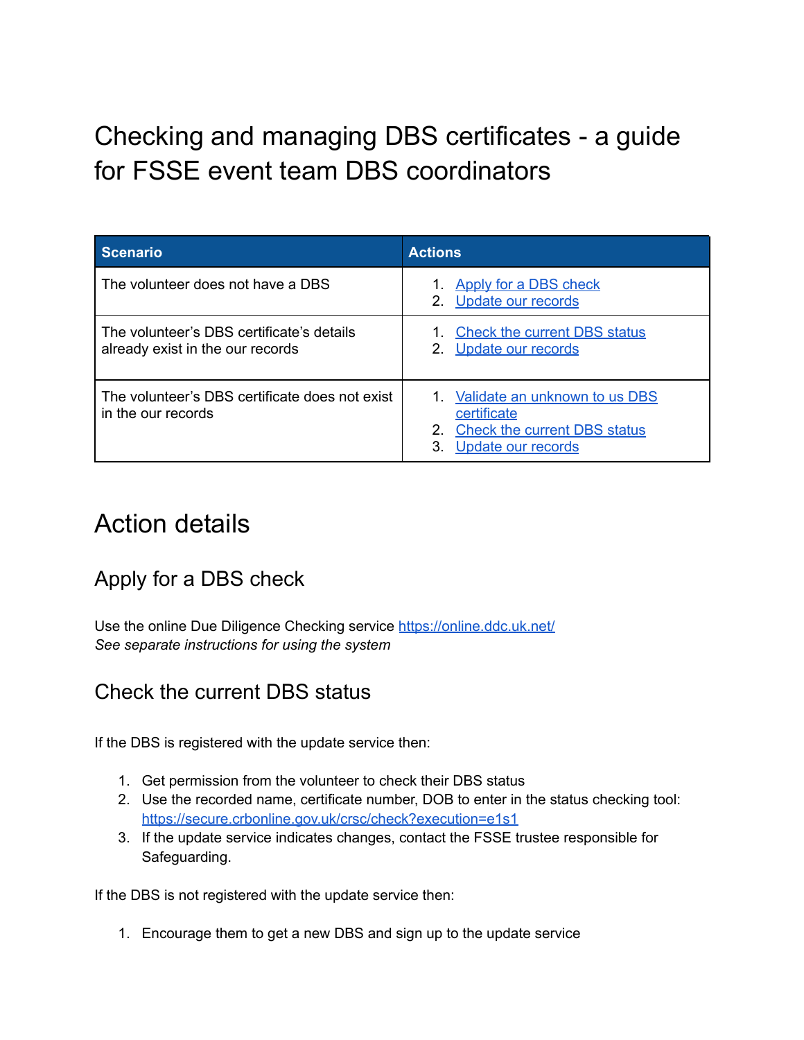# Checking and managing DBS certificates - a guide for FSSE event team DBS coordinators

| Scenario | Actions |
| --- | --- |
| The volunteer does not have a DBS | 1. [Apply for a DBS check](#apply-for-a-dbs-check)<br>2. [Update our records](#update-our-records) |
| The volunteer's DBS certificate's details already exist in the our records | 1. [Check the current DBS status](#check-the-current-dbs-status)<br>2. [Update our records](#update-our-records) |
| The volunteer's DBS certificate does not exist in the our records | 1. [Validate an unknown to us DBS certificate](#validate-an-unknown-to-us-dbs-certificate)<br>2. [Check the current DBS status](#check-the-current-dbs-status)<br>3. [Update our records](#update-our-records) |

# Action details

## Apply for a DBS check

Use the online Due Diligence Checking service https://online.ddc.uk.net/
*See separate instructions for using the system*

## Check the current DBS status

If the DBS is registered with the update service then:

1. Get permission from the volunteer to check their DBS status
2. Use the recorded name, certificate number, DOB to enter in the status checking tool: https://secure.crbonline.gov.uk/crsc/check?execution=e1s1
3. If the update service indicates changes, contact the FSSE trustee responsible for Safeguarding.

If the DBS is not registered with the update service then:

1. Encourage them to get a new DBS and sign up to the update service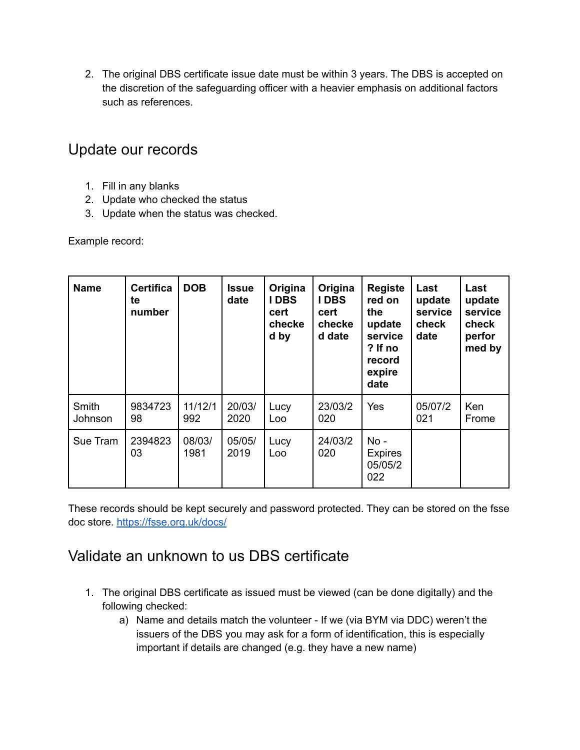2. The original DBS certificate issue date must be within 3 years. The DBS is accepted on the discretion of the safeguarding officer with a heavier emphasis on additional factors such as references.

## Update our records

1. Fill in any blanks
2. Update who checked the status
3. Update when the status was checked.

Example record:

| Name | Certificate number | DOB | Issue date | Original DBS cert checked by | Original DBS cert checked date | Registered on the update service? If no record expire date | Last update service check date | Last update service check performed by |
|---|---|---|---|---|---|---|---|---|
| Smith Johnson | 983472398 | 11/12/1992 | 20/03/2020 | Lucy Loo | 23/03/2020 | Yes | 05/07/2021 | Ken Frome |
| Sue Tram | 239482303 | 08/03/1981 | 05/05/2019 | Lucy Loo | 24/03/2020 | No - Expires 05/05/2022 | | |

These records should be kept securely and password protected. They can be stored on the fsse doc store. [https://fsse.org.uk/docs/](https://fsse.org.uk/docs/)

## Validate an unknown to us DBS certificate

1. The original DBS certificate as issued must be viewed (can be done digitally) and the following checked:
   a) Name and details match the volunteer - If we (via BYM via DDC) weren't the issuers of the DBS you may ask for a form of identification, this is especially important if details are changed (e.g. they have a new name)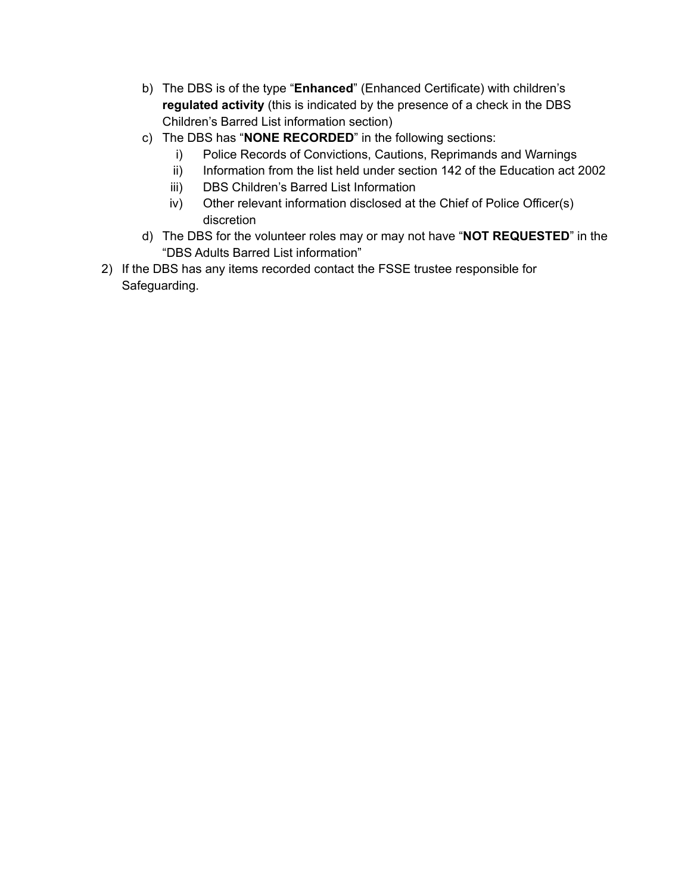b) The DBS is of the type "**Enhanced**" (Enhanced Certificate) with children's **regulated activity** (this is indicated by the presence of a check in the DBS Children's Barred List information section)
   c) The DBS has "**NONE RECORDED**" in the following sections:
      i) Police Records of Convictions, Cautions, Reprimands and Warnings
      ii) Information from the list held under section 142 of the Education act 2002
      iii) DBS Children's Barred List Information
      iv) Other relevant information disclosed at the Chief of Police Officer(s) discretion
   d) The DBS for the volunteer roles may or may not have "**NOT REQUESTED**" in the "DBS Adults Barred List information"

2) If the DBS has any items recorded contact the FSSE trustee responsible for Safeguarding.